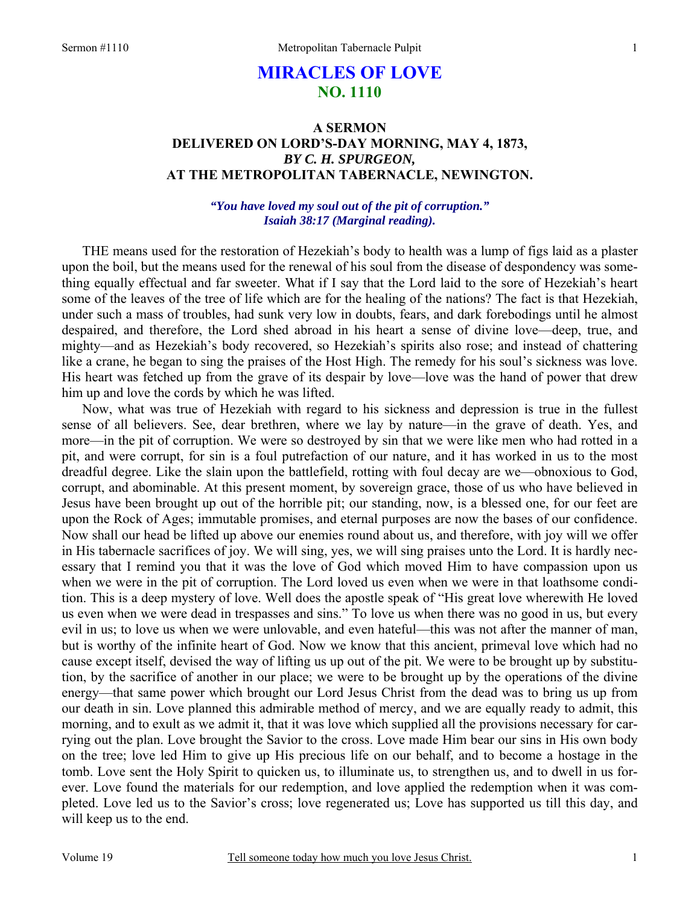# MIRACLES OF LOVE
## NO. 1110

### A SERMON
### DELIVERED ON LORD'S-DAY MORNING, MAY 4, 1873,
### *BY C. H. SPURGEON,*
### AT THE METROPOLITAN TABERNACLE, NEWINGTON.

***"You have loved my soul out of the pit of corruption."***
***Isaiah 38:17 (Marginal reading).***

THE means used for the restoration of Hezekiah's body to health was a lump of figs laid as a plaster upon the boil, but the means used for the renewal of his soul from the disease of despondency was something equally effectual and far sweeter. What if I say that the Lord laid to the sore of Hezekiah's heart some of the leaves of the tree of life which are for the healing of the nations? The fact is that Hezekiah, under such a mass of troubles, had sunk very low in doubts, fears, and dark forebodings until he almost despaired, and therefore, the Lord shed abroad in his heart a sense of divine love—deep, true, and mighty—and as Hezekiah's body recovered, so Hezekiah's spirits also rose; and instead of chattering like a crane, he began to sing the praises of the Host High. The remedy for his soul's sickness was love. His heart was fetched up from the grave of its despair by love—love was the hand of power that drew him up and love the cords by which he was lifted.

Now, what was true of Hezekiah with regard to his sickness and depression is true in the fullest sense of all believers. See, dear brethren, where we lay by nature—in the grave of death. Yes, and more—in the pit of corruption. We were so destroyed by sin that we were like men who had rotted in a pit, and were corrupt, for sin is a foul putrefaction of our nature, and it has worked in us to the most dreadful degree. Like the slain upon the battlefield, rotting with foul decay are we—obnoxious to God, corrupt, and abominable. At this present moment, by sovereign grace, those of us who have believed in Jesus have been brought up out of the horrible pit; our standing, now, is a blessed one, for our feet are upon the Rock of Ages; immutable promises, and eternal purposes are now the bases of our confidence. Now shall our head be lifted up above our enemies round about us, and therefore, with joy will we offer in His tabernacle sacrifices of joy. We will sing, yes, we will sing praises unto the Lord. It is hardly necessary that I remind you that it was the love of God which moved Him to have compassion upon us when we were in the pit of corruption. The Lord loved us even when we were in that loathsome condition. This is a deep mystery of love. Well does the apostle speak of "His great love wherewith He loved us even when we were dead in trespasses and sins." To love us when there was no good in us, but every evil in us; to love us when we were unlovable, and even hateful—this was not after the manner of man, but is worthy of the infinite heart of God. Now we know that this ancient, primeval love which had no cause except itself, devised the way of lifting us up out of the pit. We were to be brought up by substitution, by the sacrifice of another in our place; we were to be brought up by the operations of the divine energy—that same power which brought our Lord Jesus Christ from the dead was to bring us up from our death in sin. Love planned this admirable method of mercy, and we are equally ready to admit, this morning, and to exult as we admit it, that it was love which supplied all the provisions necessary for carrying out the plan. Love brought the Savior to the cross. Love made Him bear our sins in His own body on the tree; love led Him to give up His precious life on our behalf, and to become a hostage in the tomb. Love sent the Holy Spirit to quicken us, to illuminate us, to strengthen us, and to dwell in us forever. Love found the materials for our redemption, and love applied the redemption when it was completed. Love led us to the Savior's cross; love regenerated us; Love has supported us till this day, and will keep us to the end.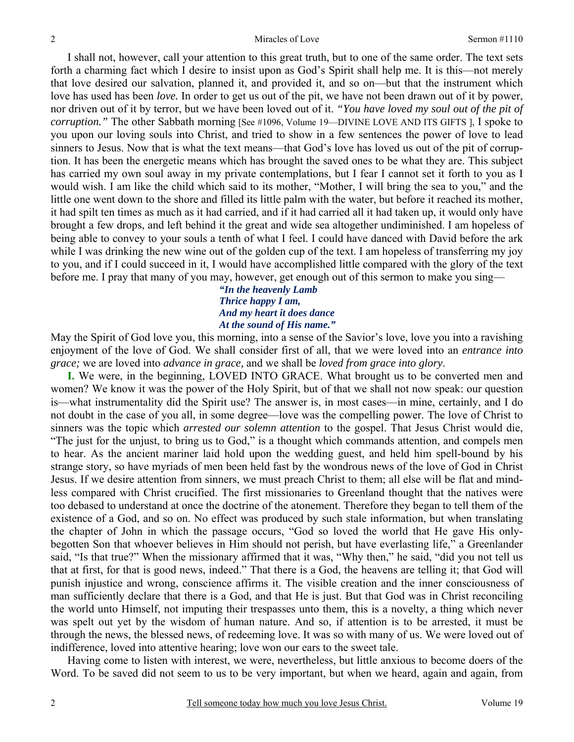I shall not, however, call your attention to this great truth, but to one of the same order. The text sets forth a charming fact which I desire to insist upon as God's Spirit shall help me. It is this—not merely that love desired our salvation, planned it, and provided it, and so on—but that the instrument which love has used has been *love.* In order to get us out of the pit, we have not been drawn out of it by power, nor driven out of it by terror, but we have been loved out of it. *"You have loved my soul out of the pit of corruption."* The other Sabbath morning [See #1096, Volume 19—DIVINE LOVE AND ITS GIFTS ], I spoke to you upon our loving souls into Christ, and tried to show in a few sentences the power of love to lead sinners to Jesus. Now that is what the text means—that God's love has loved us out of the pit of corruption. It has been the energetic means which has brought the saved ones to be what they are. This subject has carried my own soul away in my private contemplations, but I fear I cannot set it forth to you as I would wish. I am like the child which said to its mother, "Mother, I will bring the sea to you," and the little one went down to the shore and filled its little palm with the water, but before it reached its mother, it had spilt ten times as much as it had carried, and if it had carried all it had taken up, it would only have brought a few drops, and left behind it the great and wide sea altogether undiminished. I am hopeless of being able to convey to your souls a tenth of what I feel. I could have danced with David before the ark while I was drinking the new wine out of the golden cup of the text. I am hopeless of transferring my joy to you, and if I could succeed in it, I would have accomplished little compared with the glory of the text before me. I pray that many of you may, however, get enough out of this sermon to make you sing—

> ***"In the heavenly Lamb***
> ***Thrice happy I am,***
> ***And my heart it does dance***
> ***At the sound of His name."***

May the Spirit of God love you, this morning, into a sense of the Savior's love, love you into a ravishing enjoyment of the love of God. We shall consider first of all, that we were loved into an *entrance into grace;* we are loved into *advance in grace,* and we shall be *loved from grace into glory*.

**I.** We were, in the beginning, LOVED INTO GRACE. What brought us to be converted men and women? We know it was the power of the Holy Spirit, but of that we shall not now speak: our question is—what instrumentality did the Spirit use? The answer is, in most cases—in mine, certainly, and I do not doubt in the case of you all, in some degree—love was the compelling power. The love of Christ to sinners was the topic which *arrested our solemn attention* to the gospel. That Jesus Christ would die, "The just for the unjust, to bring us to God," is a thought which commands attention, and compels men to hear. As the ancient mariner laid hold upon the wedding guest, and held him spell-bound by his strange story, so have myriads of men been held fast by the wondrous news of the love of God in Christ Jesus. If we desire attention from sinners, we must preach Christ to them; all else will be flat and mindless compared with Christ crucified. The first missionaries to Greenland thought that the natives were too debased to understand at once the doctrine of the atonement. Therefore they began to tell them of the existence of a God, and so on. No effect was produced by such stale information, but when translating the chapter of John in which the passage occurs, "God so loved the world that He gave His only-begotten Son that whoever believes in Him should not perish, but have everlasting life," a Greenlander said, "Is that true?" When the missionary affirmed that it was, "Why then," he said, "did you not tell us that at first, for that is good news, indeed." That there is a God, the heavens are telling it; that God will punish injustice and wrong, conscience affirms it. The visible creation and the inner consciousness of man sufficiently declare that there is a God, and that He is just. But that God was in Christ reconciling the world unto Himself, not imputing their trespasses unto them, this is a novelty, a thing which never was spelt out yet by the wisdom of human nature. And so, if attention is to be arrested, it must be through the news, the blessed news, of redeeming love. It was so with many of us. We were loved out of indifference, loved into attentive hearing; love won our ears to the sweet tale.

Having come to listen with interest, we were, nevertheless, but little anxious to become doers of the Word. To be saved did not seem to us to be very important, but when we heard, again and again, from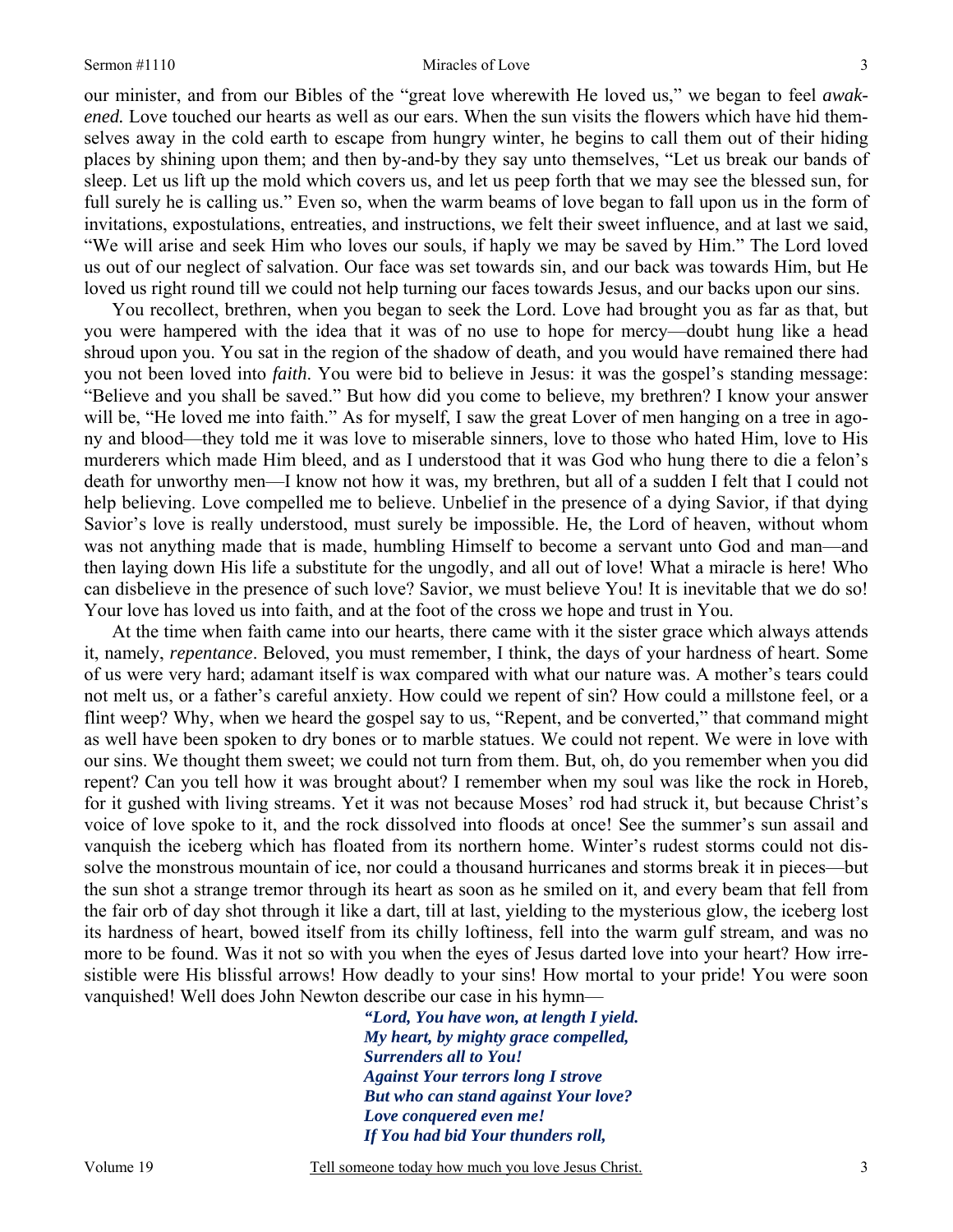our minister, and from our Bibles of the "great love wherewith He loved us," we began to feel *awakened.* Love touched our hearts as well as our ears. When the sun visits the flowers which have hid themselves away in the cold earth to escape from hungry winter, he begins to call them out of their hiding places by shining upon them; and then by-and-by they say unto themselves, "Let us break our bands of sleep. Let us lift up the mold which covers us, and let us peep forth that we may see the blessed sun, for full surely he is calling us." Even so, when the warm beams of love began to fall upon us in the form of invitations, expostulations, entreaties, and instructions, we felt their sweet influence, and at last we said, "We will arise and seek Him who loves our souls, if haply we may be saved by Him." The Lord loved us out of our neglect of salvation. Our face was set towards sin, and our back was towards Him, but He loved us right round till we could not help turning our faces towards Jesus, and our backs upon our sins.

You recollect, brethren, when you began to seek the Lord. Love had brought you as far as that, but you were hampered with the idea that it was of no use to hope for mercy—doubt hung like a head shroud upon you. You sat in the region of the shadow of death, and you would have remained there had you not been loved into *faith*. You were bid to believe in Jesus: it was the gospel's standing message: "Believe and you shall be saved." But how did you come to believe, my brethren? I know your answer will be, "He loved me into faith." As for myself, I saw the great Lover of men hanging on a tree in agony and blood—they told me it was love to miserable sinners, love to those who hated Him, love to His murderers which made Him bleed, and as I understood that it was God who hung there to die a felon's death for unworthy men—I know not how it was, my brethren, but all of a sudden I felt that I could not help believing. Love compelled me to believe. Unbelief in the presence of a dying Savior, if that dying Savior's love is really understood, must surely be impossible. He, the Lord of heaven, without whom was not anything made that is made, humbling Himself to become a servant unto God and man—and then laying down His life a substitute for the ungodly, and all out of love! What a miracle is here! Who can disbelieve in the presence of such love? Savior, we must believe You! It is inevitable that we do so! Your love has loved us into faith, and at the foot of the cross we hope and trust in You.

At the time when faith came into our hearts, there came with it the sister grace which always attends it, namely, *repentance*. Beloved, you must remember, I think, the days of your hardness of heart. Some of us were very hard; adamant itself is wax compared with what our nature was. A mother's tears could not melt us, or a father's careful anxiety. How could we repent of sin? How could a millstone feel, or a flint weep? Why, when we heard the gospel say to us, "Repent, and be converted," that command might as well have been spoken to dry bones or to marble statues. We could not repent. We were in love with our sins. We thought them sweet; we could not turn from them. But, oh, do you remember when you did repent? Can you tell how it was brought about? I remember when my soul was like the rock in Horeb, for it gushed with living streams. Yet it was not because Moses' rod had struck it, but because Christ's voice of love spoke to it, and the rock dissolved into floods at once! See the summer's sun assail and vanquish the iceberg which has floated from its northern home. Winter's rudest storms could not dissolve the monstrous mountain of ice, nor could a thousand hurricanes and storms break it in pieces—but the sun shot a strange tremor through its heart as soon as he smiled on it, and every beam that fell from the fair orb of day shot through it like a dart, till at last, yielding to the mysterious glow, the iceberg lost its hardness of heart, bowed itself from its chilly loftiness, fell into the warm gulf stream, and was no more to be found. Was it not so with you when the eyes of Jesus darted love into your heart? How irresistible were His blissful arrows! How deadly to your sins! How mortal to your pride! You were soon vanquished! Well does John Newton describe our case in his hymn—

> ***"Lord, You have won, at length I yield.***
> ***My heart, by mighty grace compelled,***
> ***Surrenders all to You!***
> ***Against Your terrors long I strove***
> ***But who can stand against Your love?***
> ***Love conquered even me!***
> ***If You had bid Your thunders roll,***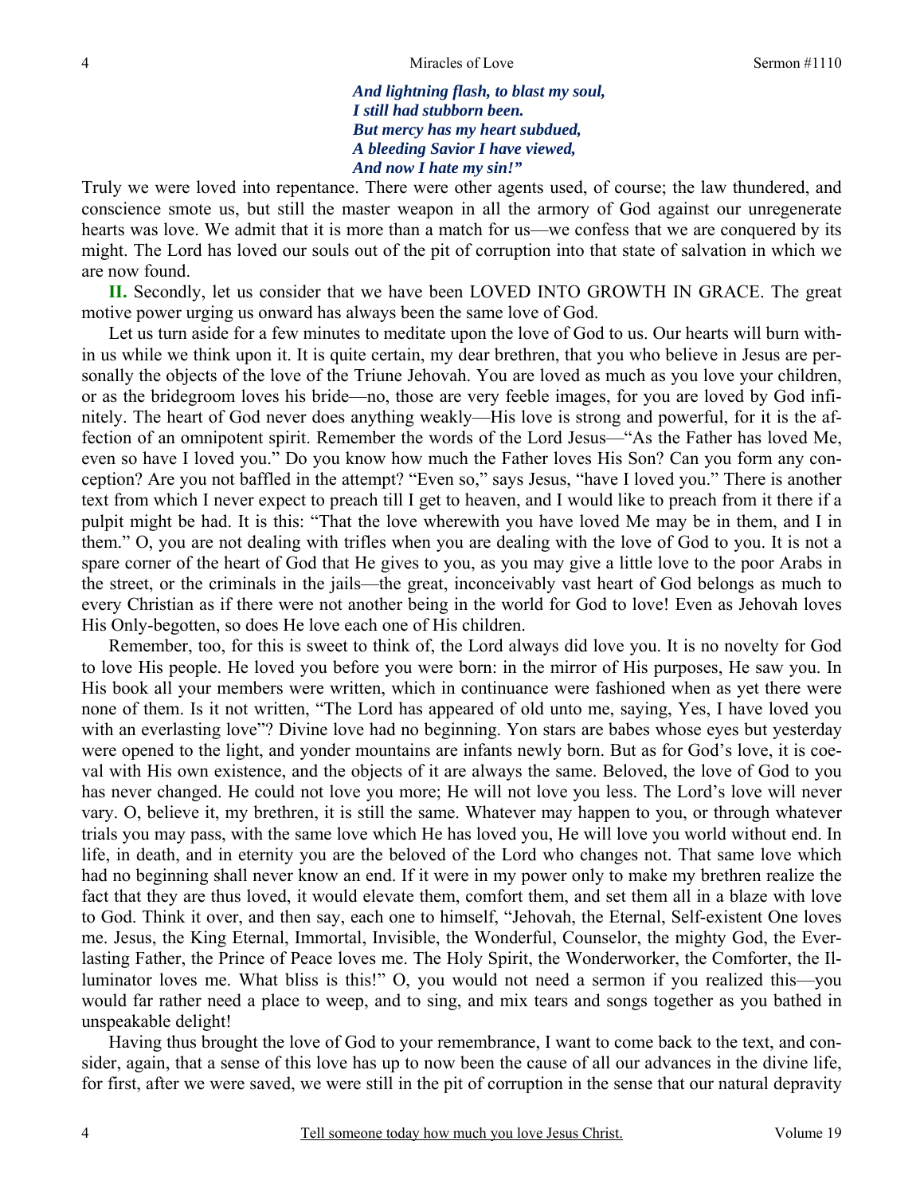> ***And lightning flash, to blast my soul,***
> ***I still had stubborn been.***
> ***But mercy has my heart subdued,***
> ***A bleeding Savior I have viewed,***
> ***And now I hate my sin!"***

Truly we were loved into repentance. There were other agents used, of course; the law thundered, and conscience smote us, but still the master weapon in all the armory of God against our unregenerate hearts was love. We admit that it is more than a match for us—we confess that we are conquered by its might. The Lord has loved our souls out of the pit of corruption into that state of salvation in which we are now found.

**II.** Secondly, let us consider that we have been LOVED INTO GROWTH IN GRACE. The great motive power urging us onward has always been the same love of God.

Let us turn aside for a few minutes to meditate upon the love of God to us. Our hearts will burn within us while we think upon it. It is quite certain, my dear brethren, that you who believe in Jesus are personally the objects of the love of the Triune Jehovah. You are loved as much as you love your children, or as the bridegroom loves his bride—no, those are very feeble images, for you are loved by God infinitely. The heart of God never does anything weakly—His love is strong and powerful, for it is the affection of an omnipotent spirit. Remember the words of the Lord Jesus—"As the Father has loved Me, even so have I loved you." Do you know how much the Father loves His Son? Can you form any conception? Are you not baffled in the attempt? "Even so," says Jesus, "have I loved you." There is another text from which I never expect to preach till I get to heaven, and I would like to preach from it there if a pulpit might be had. It is this: "That the love wherewith you have loved Me may be in them, and I in them." O, you are not dealing with trifles when you are dealing with the love of God to you. It is not a spare corner of the heart of God that He gives to you, as you may give a little love to the poor Arabs in the street, or the criminals in the jails—the great, inconceivably vast heart of God belongs as much to every Christian as if there were not another being in the world for God to love! Even as Jehovah loves His Only-begotten, so does He love each one of His children.

Remember, too, for this is sweet to think of, the Lord always did love you. It is no novelty for God to love His people. He loved you before you were born: in the mirror of His purposes, He saw you. In His book all your members were written, which in continuance were fashioned when as yet there were none of them. Is it not written, "The Lord has appeared of old unto me, saying, Yes, I have loved you with an everlasting love"? Divine love had no beginning. Yon stars are babes whose eyes but yesterday were opened to the light, and yonder mountains are infants newly born. But as for God's love, it is coeval with His own existence, and the objects of it are always the same. Beloved, the love of God to you has never changed. He could not love you more; He will not love you less. The Lord's love will never vary. O, believe it, my brethren, it is still the same. Whatever may happen to you, or through whatever trials you may pass, with the same love which He has loved you, He will love you world without end. In life, in death, and in eternity you are the beloved of the Lord who changes not. That same love which had no beginning shall never know an end. If it were in my power only to make my brethren realize the fact that they are thus loved, it would elevate them, comfort them, and set them all in a blaze with love to God. Think it over, and then say, each one to himself, "Jehovah, the Eternal, Self-existent One loves me. Jesus, the King Eternal, Immortal, Invisible, the Wonderful, Counselor, the mighty God, the Everlasting Father, the Prince of Peace loves me. The Holy Spirit, the Wonderworker, the Comforter, the Illuminator loves me. What bliss is this!" O, you would not need a sermon if you realized this—you would far rather need a place to weep, and to sing, and mix tears and songs together as you bathed in unspeakable delight!

Having thus brought the love of God to your remembrance, I want to come back to the text, and consider, again, that a sense of this love has up to now been the cause of all our advances in the divine life, for first, after we were saved, we were still in the pit of corruption in the sense that our natural depravity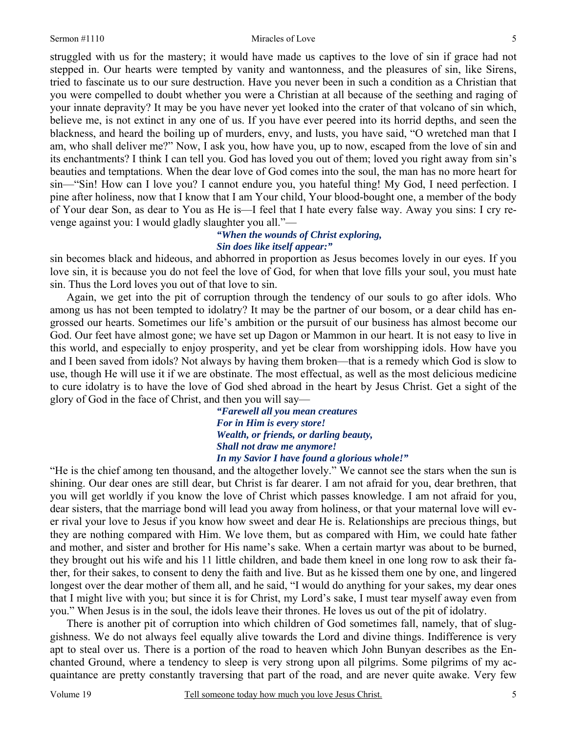struggled with us for the mastery; it would have made us captives to the love of sin if grace had not stepped in. Our hearts were tempted by vanity and wantonness, and the pleasures of sin, like Sirens, tried to fascinate us to our sure destruction. Have you never been in such a condition as a Christian that you were compelled to doubt whether you were a Christian at all because of the seething and raging of your innate depravity? It may be you have never yet looked into the crater of that volcano of sin which, believe me, is not extinct in any one of us. If you have ever peered into its horrid depths, and seen the blackness, and heard the boiling up of murders, envy, and lusts, you have said, "O wretched man that I am, who shall deliver me?" Now, I ask you, how have you, up to now, escaped from the love of sin and its enchantments? I think I can tell you. God has loved you out of them; loved you right away from sin's beauties and temptations. When the dear love of God comes into the soul, the man has no more heart for sin—"Sin! How can I love you? I cannot endure you, you hateful thing! My God, I need perfection. I pine after holiness, now that I know that I am Your child, Your blood-bought one, a member of the body of Your dear Son, as dear to You as He is—I feel that I hate every false way. Away you sins: I cry revenge against you: I would gladly slaughter you all."—

> ***"When the wounds of Christ exploring,***
> ***Sin does like itself appear:"***

sin becomes black and hideous, and abhorred in proportion as Jesus becomes lovely in our eyes. If you love sin, it is because you do not feel the love of God, for when that love fills your soul, you must hate sin. Thus the Lord loves you out of that love to sin.

Again, we get into the pit of corruption through the tendency of our souls to go after idols. Who among us has not been tempted to idolatry? It may be the partner of our bosom, or a dear child has engrossed our hearts. Sometimes our life's ambition or the pursuit of our business has almost become our God. Our feet have almost gone; we have set up Dagon or Mammon in our heart. It is not easy to live in this world, and especially to enjoy prosperity, and yet be clear from worshipping idols. How have you and I been saved from idols? Not always by having them broken—that is a remedy which God is slow to use, though He will use it if we are obstinate. The most effectual, as well as the most delicious medicine to cure idolatry is to have the love of God shed abroad in the heart by Jesus Christ. Get a sight of the glory of God in the face of Christ, and then you will say—

> ***"Farewell all you mean creatures***
> ***For in Him is every store!***
> ***Wealth, or friends, or darling beauty,***
> ***Shall not draw me anymore!***
> ***In my Savior I have found a glorious whole!"***

"He is the chief among ten thousand, and the altogether lovely." We cannot see the stars when the sun is shining. Our dear ones are still dear, but Christ is far dearer. I am not afraid for you, dear brethren, that you will get worldly if you know the love of Christ which passes knowledge. I am not afraid for you, dear sisters, that the marriage bond will lead you away from holiness, or that your maternal love will ever rival your love to Jesus if you know how sweet and dear He is. Relationships are precious things, but they are nothing compared with Him. We love them, but as compared with Him, we could hate father and mother, and sister and brother for His name's sake. When a certain martyr was about to be burned, they brought out his wife and his 11 little children, and bade them kneel in one long row to ask their father, for their sakes, to consent to deny the faith and live. But as he kissed them one by one, and lingered longest over the dear mother of them all, and he said, "I would do anything for your sakes, my dear ones that I might live with you; but since it is for Christ, my Lord's sake, I must tear myself away even from you." When Jesus is in the soul, the idols leave their thrones. He loves us out of the pit of idolatry.

There is another pit of corruption into which children of God sometimes fall, namely, that of sluggishness. We do not always feel equally alive towards the Lord and divine things. Indifference is very apt to steal over us. There is a portion of the road to heaven which John Bunyan describes as the Enchanted Ground, where a tendency to sleep is very strong upon all pilgrims. Some pilgrims of my acquaintance are pretty constantly traversing that part of the road, and are never quite awake. Very few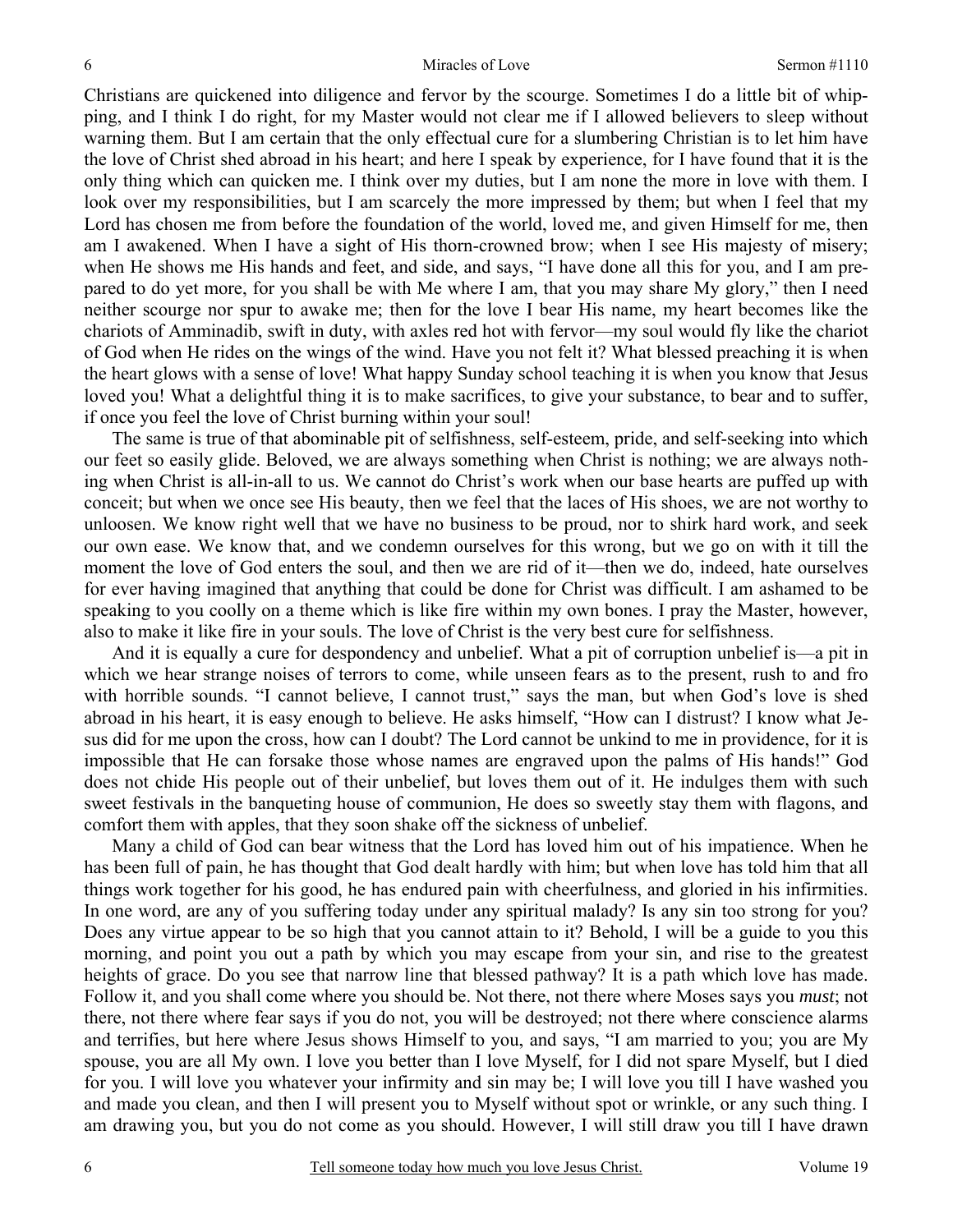Christians are quickened into diligence and fervor by the scourge. Sometimes I do a little bit of whipping, and I think I do right, for my Master would not clear me if I allowed believers to sleep without warning them. But I am certain that the only effectual cure for a slumbering Christian is to let him have the love of Christ shed abroad in his heart; and here I speak by experience, for I have found that it is the only thing which can quicken me. I think over my duties, but I am none the more in love with them. I look over my responsibilities, but I am scarcely the more impressed by them; but when I feel that my Lord has chosen me from before the foundation of the world, loved me, and given Himself for me, then am I awakened. When I have a sight of His thorn-crowned brow; when I see His majesty of misery; when He shows me His hands and feet, and side, and says, "I have done all this for you, and I am prepared to do yet more, for you shall be with Me where I am, that you may share My glory," then I need neither scourge nor spur to awake me; then for the love I bear His name, my heart becomes like the chariots of Amminadib, swift in duty, with axles red hot with fervor—my soul would fly like the chariot of God when He rides on the wings of the wind. Have you not felt it? What blessed preaching it is when the heart glows with a sense of love! What happy Sunday school teaching it is when you know that Jesus loved you! What a delightful thing it is to make sacrifices, to give your substance, to bear and to suffer, if once you feel the love of Christ burning within your soul!

The same is true of that abominable pit of selfishness, self-esteem, pride, and self-seeking into which our feet so easily glide. Beloved, we are always something when Christ is nothing; we are always nothing when Christ is all-in-all to us. We cannot do Christ's work when our base hearts are puffed up with conceit; but when we once see His beauty, then we feel that the laces of His shoes, we are not worthy to unloosen. We know right well that we have no business to be proud, nor to shirk hard work, and seek our own ease. We know that, and we condemn ourselves for this wrong, but we go on with it till the moment the love of God enters the soul, and then we are rid of it—then we do, indeed, hate ourselves for ever having imagined that anything that could be done for Christ was difficult. I am ashamed to be speaking to you coolly on a theme which is like fire within my own bones. I pray the Master, however, also to make it like fire in your souls. The love of Christ is the very best cure for selfishness.

And it is equally a cure for despondency and unbelief. What a pit of corruption unbelief is—a pit in which we hear strange noises of terrors to come, while unseen fears as to the present, rush to and fro with horrible sounds. "I cannot believe, I cannot trust," says the man, but when God's love is shed abroad in his heart, it is easy enough to believe. He asks himself, "How can I distrust? I know what Jesus did for me upon the cross, how can I doubt? The Lord cannot be unkind to me in providence, for it is impossible that He can forsake those whose names are engraved upon the palms of His hands!" God does not chide His people out of their unbelief, but loves them out of it. He indulges them with such sweet festivals in the banqueting house of communion, He does so sweetly stay them with flagons, and comfort them with apples, that they soon shake off the sickness of unbelief.

Many a child of God can bear witness that the Lord has loved him out of his impatience. When he has been full of pain, he has thought that God dealt hardly with him; but when love has told him that all things work together for his good, he has endured pain with cheerfulness, and gloried in his infirmities. In one word, are any of you suffering today under any spiritual malady? Is any sin too strong for you? Does any virtue appear to be so high that you cannot attain to it? Behold, I will be a guide to you this morning, and point you out a path by which you may escape from your sin, and rise to the greatest heights of grace. Do you see that narrow line that blessed pathway? It is a path which love has made. Follow it, and you shall come where you should be. Not there, not there where Moses says you *must*; not there, not there where fear says if you do not, you will be destroyed; not there where conscience alarms and terrifies, but here where Jesus shows Himself to you, and says, "I am married to you; you are My spouse, you are all My own. I love you better than I love Myself, for I did not spare Myself, but I died for you. I will love you whatever your infirmity and sin may be; I will love you till I have washed you and made you clean, and then I will present you to Myself without spot or wrinkle, or any such thing. I am drawing you, but you do not come as you should. However, I will still draw you till I have drawn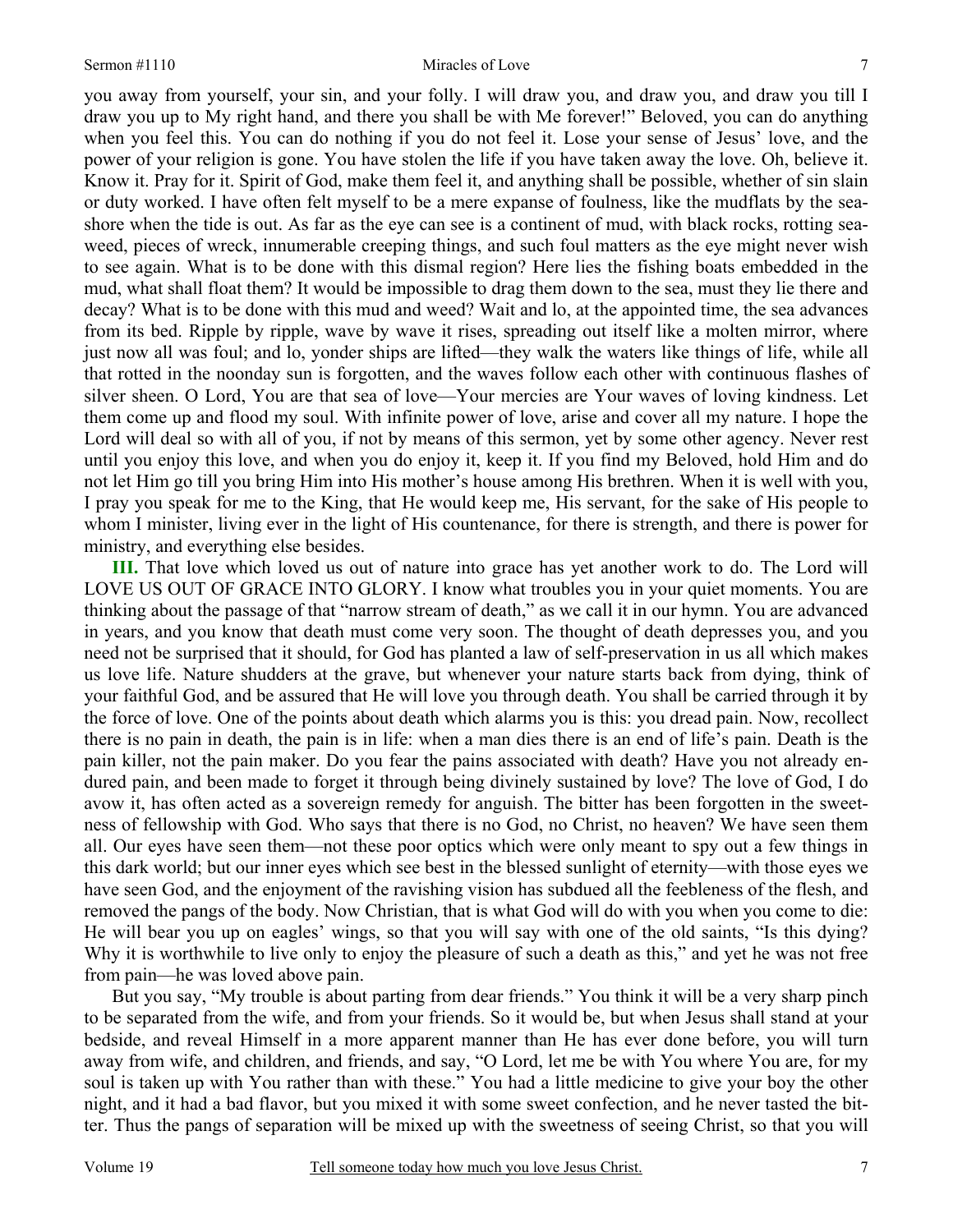you away from yourself, your sin, and your folly. I will draw you, and draw you, and draw you till I draw you up to My right hand, and there you shall be with Me forever!" Beloved, you can do anything when you feel this. You can do nothing if you do not feel it. Lose your sense of Jesus' love, and the power of your religion is gone. You have stolen the life if you have taken away the love. Oh, believe it. Know it. Pray for it. Spirit of God, make them feel it, and anything shall be possible, whether of sin slain or duty worked. I have often felt myself to be a mere expanse of foulness, like the mudflats by the seashore when the tide is out. As far as the eye can see is a continent of mud, with black rocks, rotting seaweed, pieces of wreck, innumerable creeping things, and such foul matters as the eye might never wish to see again. What is to be done with this dismal region? Here lies the fishing boats embedded in the mud, what shall float them? It would be impossible to drag them down to the sea, must they lie there and decay? What is to be done with this mud and weed? Wait and lo, at the appointed time, the sea advances from its bed. Ripple by ripple, wave by wave it rises, spreading out itself like a molten mirror, where just now all was foul; and lo, yonder ships are lifted—they walk the waters like things of life, while all that rotted in the noonday sun is forgotten, and the waves follow each other with continuous flashes of silver sheen. O Lord, You are that sea of love—Your mercies are Your waves of loving kindness. Let them come up and flood my soul. With infinite power of love, arise and cover all my nature. I hope the Lord will deal so with all of you, if not by means of this sermon, yet by some other agency. Never rest until you enjoy this love, and when you do enjoy it, keep it. If you find my Beloved, hold Him and do not let Him go till you bring Him into His mother's house among His brethren. When it is well with you, I pray you speak for me to the King, that He would keep me, His servant, for the sake of His people to whom I minister, living ever in the light of His countenance, for there is strength, and there is power for ministry, and everything else besides.

**III.** That love which loved us out of nature into grace has yet another work to do. The Lord will LOVE US OUT OF GRACE INTO GLORY. I know what troubles you in your quiet moments. You are thinking about the passage of that "narrow stream of death," as we call it in our hymn. You are advanced in years, and you know that death must come very soon. The thought of death depresses you, and you need not be surprised that it should, for God has planted a law of self-preservation in us all which makes us love life. Nature shudders at the grave, but whenever your nature starts back from dying, think of your faithful God, and be assured that He will love you through death. You shall be carried through it by the force of love. One of the points about death which alarms you is this: you dread pain. Now, recollect there is no pain in death, the pain is in life: when a man dies there is an end of life's pain. Death is the pain killer, not the pain maker. Do you fear the pains associated with death? Have you not already endured pain, and been made to forget it through being divinely sustained by love? The love of God, I do avow it, has often acted as a sovereign remedy for anguish. The bitter has been forgotten in the sweetness of fellowship with God. Who says that there is no God, no Christ, no heaven? We have seen them all. Our eyes have seen them—not these poor optics which were only meant to spy out a few things in this dark world; but our inner eyes which see best in the blessed sunlight of eternity—with those eyes we have seen God, and the enjoyment of the ravishing vision has subdued all the feebleness of the flesh, and removed the pangs of the body. Now Christian, that is what God will do with you when you come to die: He will bear you up on eagles' wings, so that you will say with one of the old saints, "Is this dying? Why it is worthwhile to live only to enjoy the pleasure of such a death as this," and yet he was not free from pain—he was loved above pain.

But you say, "My trouble is about parting from dear friends." You think it will be a very sharp pinch to be separated from the wife, and from your friends. So it would be, but when Jesus shall stand at your bedside, and reveal Himself in a more apparent manner than He has ever done before, you will turn away from wife, and children, and friends, and say, "O Lord, let me be with You where You are, for my soul is taken up with You rather than with these." You had a little medicine to give your boy the other night, and it had a bad flavor, but you mixed it with some sweet confection, and he never tasted the bitter. Thus the pangs of separation will be mixed up with the sweetness of seeing Christ, so that you will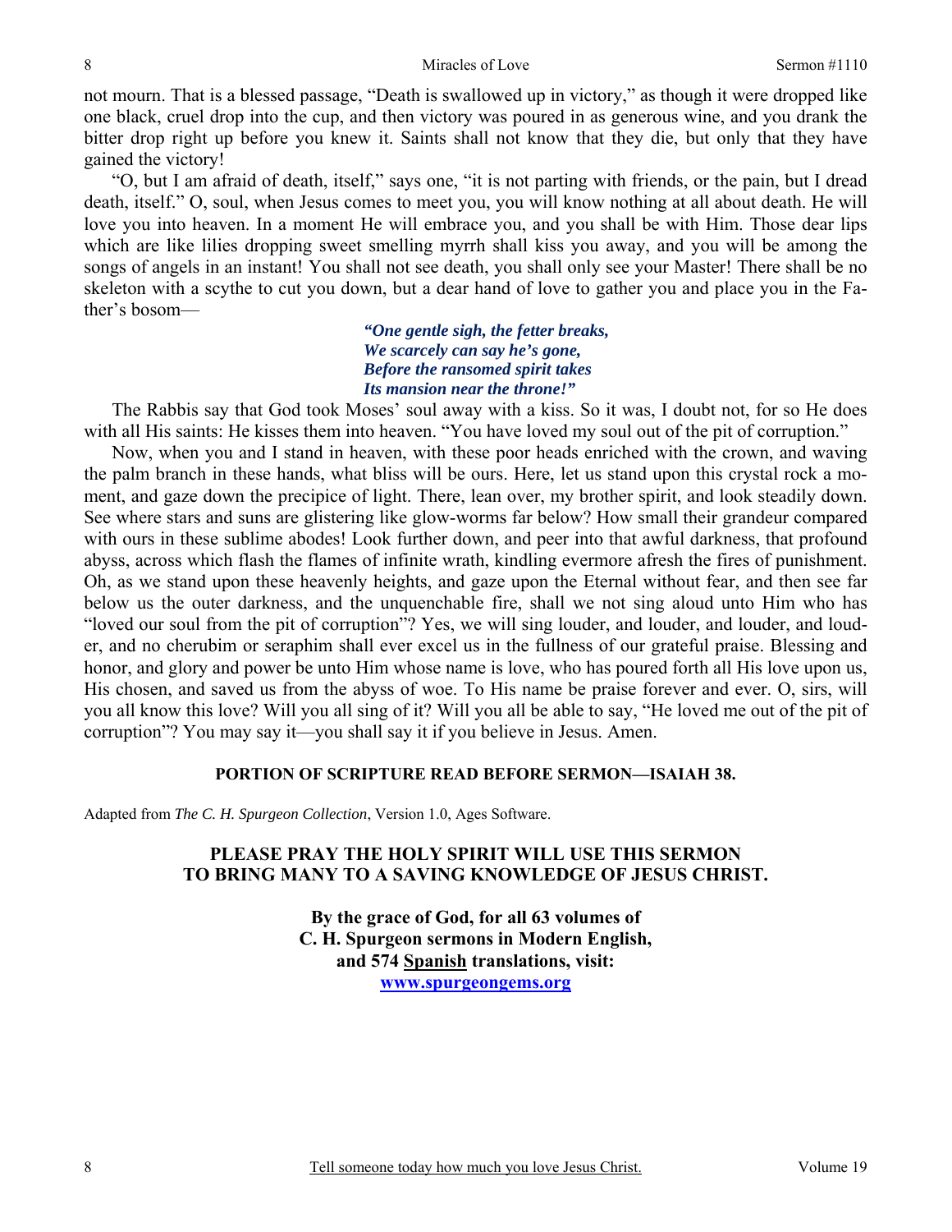not mourn. That is a blessed passage, "Death is swallowed up in victory," as though it were dropped like one black, cruel drop into the cup, and then victory was poured in as generous wine, and you drank the bitter drop right up before you knew it. Saints shall not know that they die, but only that they have gained the victory!

"O, but I am afraid of death, itself," says one, "it is not parting with friends, or the pain, but I dread death, itself." O, soul, when Jesus comes to meet you, you will know nothing at all about death. He will love you into heaven. In a moment He will embrace you, and you shall be with Him. Those dear lips which are like lilies dropping sweet smelling myrrh shall kiss you away, and you will be among the songs of angels in an instant! You shall not see death, you shall only see your Master! There shall be no skeleton with a scythe to cut you down, but a dear hand of love to gather you and place you in the Father's bosom—

> ***"One gentle sigh, the fetter breaks,***
> ***We scarcely can say he's gone,***
> ***Before the ransomed spirit takes***
> ***Its mansion near the throne!"***

The Rabbis say that God took Moses' soul away with a kiss. So it was, I doubt not, for so He does with all His saints: He kisses them into heaven. "You have loved my soul out of the pit of corruption."

Now, when you and I stand in heaven, with these poor heads enriched with the crown, and waving the palm branch in these hands, what bliss will be ours. Here, let us stand upon this crystal rock a moment, and gaze down the precipice of light. There, lean over, my brother spirit, and look steadily down. See where stars and suns are glistering like glow-worms far below? How small their grandeur compared with ours in these sublime abodes! Look further down, and peer into that awful darkness, that profound abyss, across which flash the flames of infinite wrath, kindling evermore afresh the fires of punishment. Oh, as we stand upon these heavenly heights, and gaze upon the Eternal without fear, and then see far below us the outer darkness, and the unquenchable fire, shall we not sing aloud unto Him who has "loved our soul from the pit of corruption"? Yes, we will sing louder, and louder, and louder, and louder, and no cherubim or seraphim shall ever excel us in the fullness of our grateful praise. Blessing and honor, and glory and power be unto Him whose name is love, who has poured forth all His love upon us, His chosen, and saved us from the abyss of woe. To His name be praise forever and ever. O, sirs, will you all know this love? Will you all sing of it? Will you all be able to say, "He loved me out of the pit of corruption"? You may say it—you shall say it if you believe in Jesus. Amen.

**PORTION OF SCRIPTURE READ BEFORE SERMON—ISAIAH 38.**

Adapted from *The C. H. Spurgeon Collection*, Version 1.0, Ages Software.

**PLEASE PRAY THE HOLY SPIRIT WILL USE THIS SERMON TO BRING MANY TO A SAVING KNOWLEDGE OF JESUS CHRIST.**

**By the grace of God, for all 63 volumes of C. H. Spurgeon sermons in Modern English, and 574 Spanish translations, visit: www.spurgeongems.org**